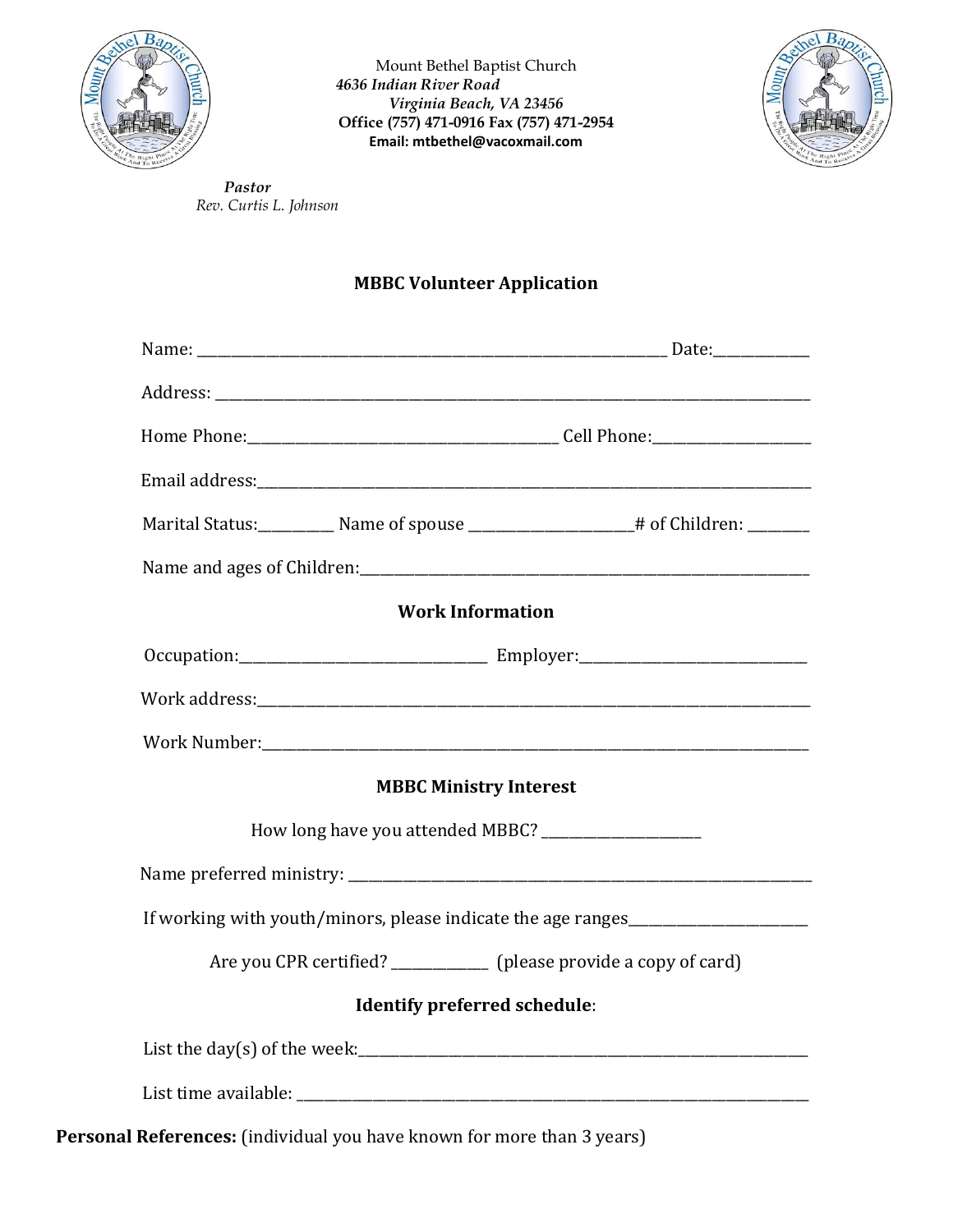Mount Bethel Baptist Church
*4636 Indian River Road*
*Virginia Beach, VA 23456*
**Office (757) 471-0916 Fax (757) 471-2954**
**Email: mtbethel@vacoxmail.com**

***Pastor***
*Rev. Curtis L. Johnson*

## MBBC Volunteer Application

Name: ______________________________________________________________ Date:____________

Address: ______________________________________________________________________________

Home Phone:_________________________________________ Cell Phone:____________________

Email address:__________________________________________________________________________

Marital Status:_________ Name of spouse ____________________# of Children: ________

Name and ages of Children:_______________________________________________________________

### Work Information

Occupation:_________________________________ Employer:______________________________

Work address:__________________________________________________________________________

Work Number:__________________________________________________________________________

### MBBC Ministry Interest

How long have you attended MBBC? _____________________

Name preferred ministry: _______________________________________________________________

If working with youth/minors, please indicate the age ranges________________________

Are you CPR certified? _____________ (please provide a copy of card)

### Identify preferred schedule:

List the day(s) of the week:_______________________________________________________________

List time available: ____________________________________________________________________

**Personal References:** (individual you have known for more than 3 years)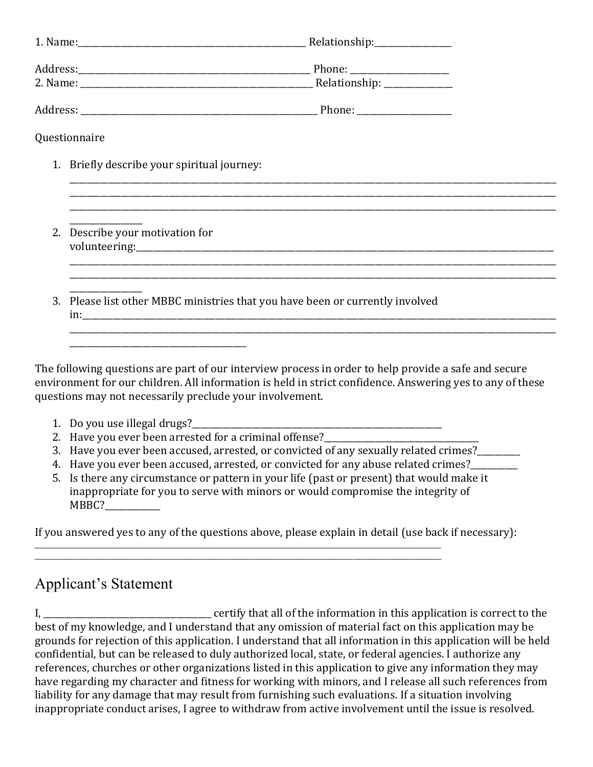1. Name:\_\_\_\_\_\_\_\_\_\_\_\_\_\_\_\_\_\_\_\_\_\_\_\_\_\_\_\_\_\_\_\_\_\_\_\_\_\_\_\_\_\_\_\_\_\_\_\_\_\_\_\_\_\_ Relationship:\_\_\_\_\_\_\_\_\_\_\_\_\_\_\_\_\_\_\_

Address:\_\_\_\_\_\_\_\_\_\_\_\_\_\_\_\_\_\_\_\_\_\_\_\_\_\_\_\_\_\_\_\_\_\_\_\_\_\_\_\_\_\_\_\_\_\_\_\_\_\_\_\_\_\_ Phone: \_\_\_\_\_\_\_\_\_\_\_\_\_\_\_\_\_\_\_\_\_\_\_\_

2. Name: \_\_\_\_\_\_\_\_\_\_\_\_\_\_\_\_\_\_\_\_\_\_\_\_\_\_\_\_\_\_\_\_\_\_\_\_\_\_\_\_\_\_\_\_\_\_\_\_\_\_\_\_\_\_ Relationship: \_\_\_\_\_\_\_\_\_\_\_\_\_\_\_\_\_

Address: \_\_\_\_\_\_\_\_\_\_\_\_\_\_\_\_\_\_\_\_\_\_\_\_\_\_\_\_\_\_\_\_\_\_\_\_\_\_\_\_\_\_\_\_\_\_\_\_\_\_\_\_\_\_\_ Phone: \_\_\_\_\_\_\_\_\_\_\_\_\_\_\_\_\_\_\_\_\_\_\_

Questionnaire

1. Briefly describe your spiritual journey: \_\_\_\_\_\_\_\_\_\_\_\_\_\_\_\_\_\_\_\_\_\_\_\_\_\_\_\_\_\_\_\_\_\_\_\_\_\_\_\_\_\_\_\_\_\_\_\_\_\_\_\_\_\_\_\_\_\_\_\_\_\_\_\_\_\_\_\_\_\_\_\_\_\_\_\_\_\_\_\_\_\_\_\_\_\_\_\_\_\_\_\_\_\_\_\_\_\_\_\_
2. Describe your motivation for volunteering:\_\_\_\_\_\_\_\_\_\_\_\_\_\_\_\_\_\_\_\_\_\_\_\_\_\_\_\_\_\_\_\_\_\_\_\_\_\_\_\_\_\_\_\_\_\_\_\_\_\_\_\_\_\_\_\_\_\_\_\_\_\_\_\_\_\_\_\_\_\_\_\_\_\_\_\_\_\_\_\_\_\_\_\_\_
3. Please list other MBBC ministries that you have been or currently involved in:\_\_\_\_\_\_\_\_\_\_\_\_\_\_\_\_\_\_\_\_\_\_\_\_\_\_\_\_\_\_\_\_\_\_\_\_\_\_\_\_\_\_\_\_\_\_\_\_\_\_\_\_\_\_\_\_\_\_\_\_\_\_\_\_\_\_\_\_\_\_\_\_\_\_\_

The following questions are part of our interview process in order to help provide a safe and secure environment for our children. All information is held in strict confidence. Answering yes to any of these questions may not necessarily preclude your involvement.

1. Do you use illegal drugs?\_\_\_\_\_\_\_\_\_\_\_\_\_\_\_\_\_\_\_\_\_\_\_\_\_\_\_\_\_\_\_\_\_\_\_\_\_\_\_\_\_\_\_\_\_\_\_\_\_\_\_\_\_\_\_\_\_\_\_\_\_
2. Have you ever been arrested for a criminal offense?\_\_\_\_\_\_\_\_\_\_\_\_\_\_\_\_\_\_\_\_\_\_\_\_\_\_\_\_\_\_\_\_\_\_\_\_\_\_
3. Have you ever been accused, arrested, or convicted of any sexually related crimes?\_\_\_\_\_\_\_\_\_\_\_
4. Have you ever been accused, arrested, or convicted for any abuse related crimes?\_\_\_\_\_\_\_\_\_\_\_\_
5. Is there any circumstance or pattern in your life (past or present) that would make it inappropriate for you to serve with minors or would compromise the integrity of MBBC?\_\_\_\_\_\_\_\_\_\_\_\_\_\_

If you answered yes to any of the questions above, please explain in detail (use back if necessary): \_\_\_\_\_\_\_\_\_\_\_\_\_\_\_\_\_\_\_\_\_\_\_\_\_\_\_\_\_\_\_\_\_\_\_\_\_\_\_\_\_\_\_\_\_\_\_\_\_\_\_\_\_\_\_\_\_\_\_\_\_\_\_\_\_\_\_\_\_\_\_\_\_\_\_\_\_\_\_\_\_\_\_\_\_\_\_\_\_\_\_\_\_\_\_\_\_\_\_\_

## Applicant's Statement

I, \_\_\_\_\_\_\_\_\_\_\_\_\_\_\_\_\_\_\_\_\_\_\_\_\_\_\_\_\_\_\_\_\_\_\_\_\_\_\_\_ certify that all of the information in this application is correct to the best of my knowledge, and I understand that any omission of material fact on this application may be grounds for rejection of this application. I understand that all information in this application will be held confidential, but can be released to duly authorized local, state, or federal agencies. I authorize any references, churches or other organizations listed in this application to give any information they may have regarding my character and fitness for working with minors, and I release all such references from liability for any damage that may result from furnishing such evaluations. If a situation involving inappropriate conduct arises, I agree to withdraw from active involvement until the issue is resolved.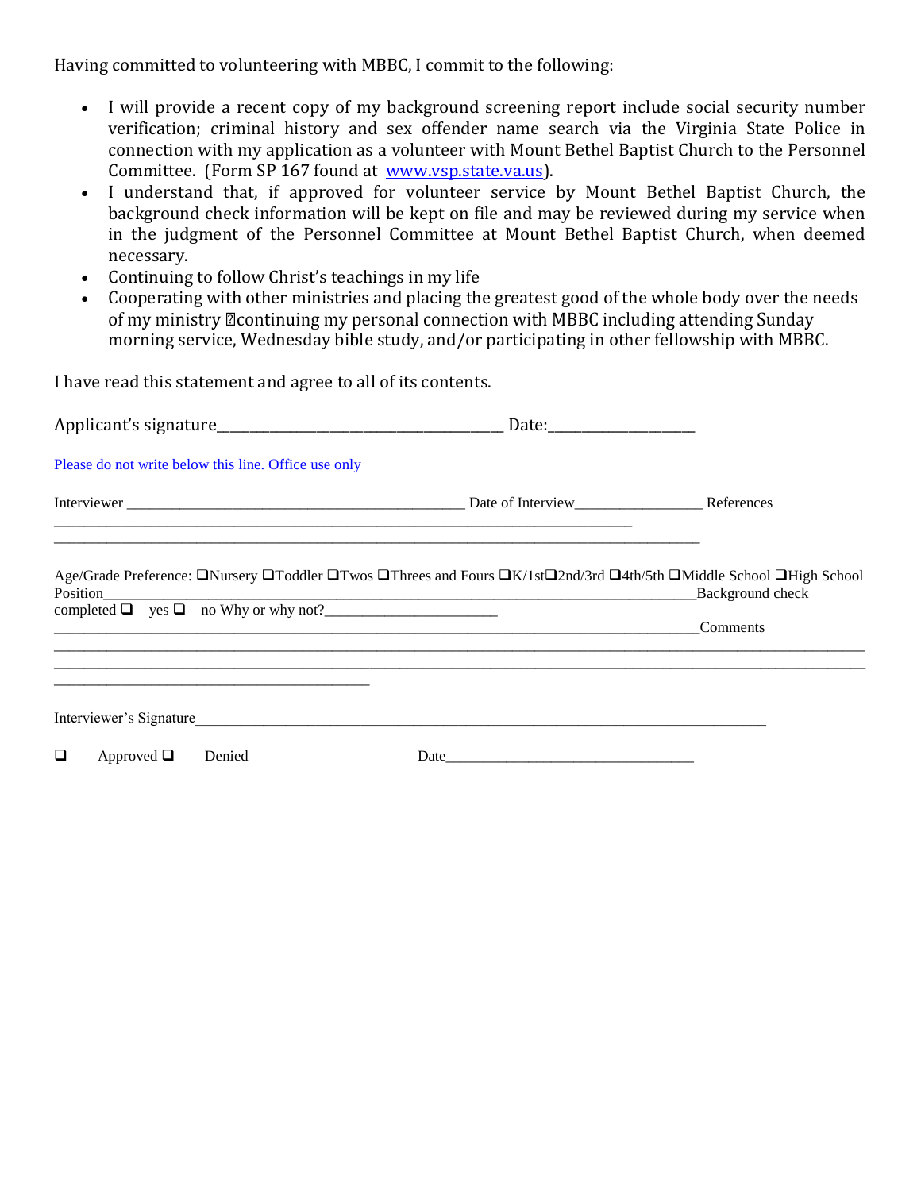Having committed to volunteering with MBBC, I commit to the following:

- I will provide a recent copy of my background screening report include social security number verification; criminal history and sex offender name search via the Virginia State Police in connection with my application as a volunteer with Mount Bethel Baptist Church to the Personnel Committee. (Form SP 167 found at www.vsp.state.va.us).
- I understand that, if approved for volunteer service by Mount Bethel Baptist Church, the background check information will be kept on file and may be reviewed during my service when in the judgment of the Personnel Committee at Mount Bethel Baptist Church, when deemed necessary.
- Continuing to follow Christ's teachings in my life
- Cooperating with other ministries and placing the greatest good of the whole body over the needs of my ministry continuing my personal connection with MBBC including attending Sunday morning service, Wednesday bible study, and/or participating in other fellowship with MBBC.

I have read this statement and agree to all of its contents.

Applicant's signature_________________________________ Date:_________________

Please do not write below this line. Office use only

Interviewer ___________________________________________ Date of Interview________________ References
__________________________________________________________________________
__________________________________________________________________________

Age/Grade Preference: ❑Nursery ❑Toddler ❑Twos ❑Threes and Fours ❑K/1st❑2nd/3rd ❑4th/5th ❑Middle School ❑High School
Position__________________________________________________________________________Background check completed ❑ yes ❑ no Why or why not?______________________
__________________________________________________________________________Comments
__________________________________________________________________________
__________________________________________________________________________
________________________________________

Interviewer's Signature__________________________________________________________________________

❑ Approved ❑ Denied Date________________________________